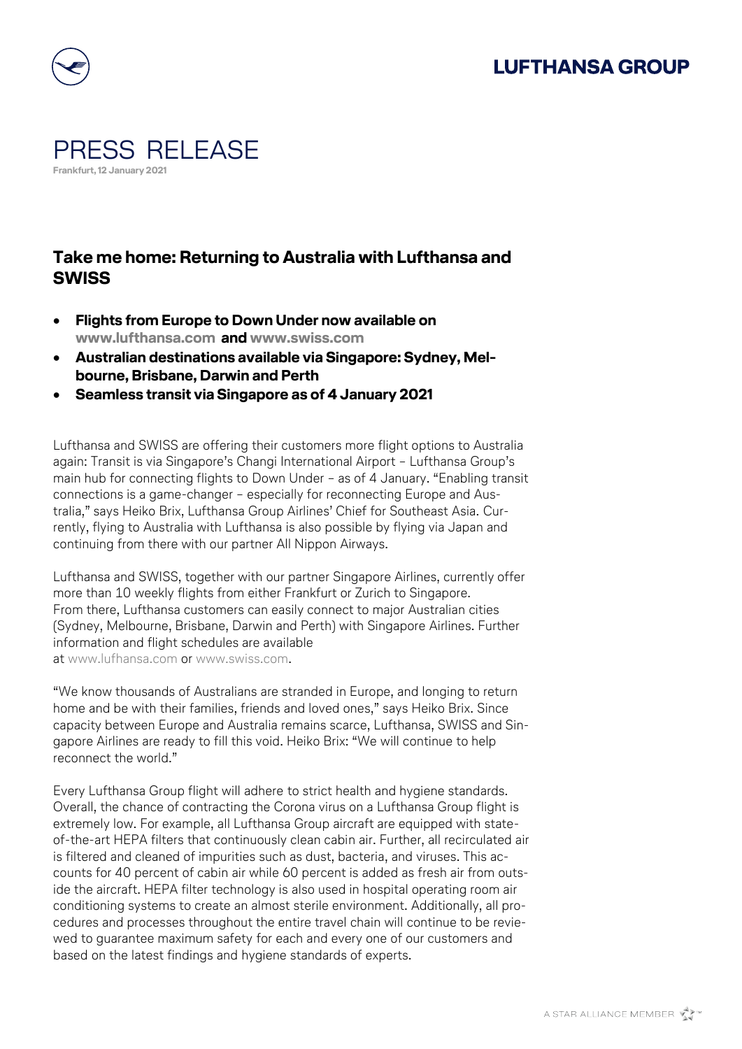# PRESS RELEASE

Frankfurt, 12 January 2021

## Take me home: Returning to Australia with Lufthansa and SWISS

- **Flights from Europe to Down Under now available on www.lufthansa.com and www.swiss.com**
- **Australian destinations available via Singapore: Sydney, Melbourne, Brisbane, Darwin and Perth**
- **Seamless transit via Singapore as of 4 January 2021**

Lufthansa and SWISS are offering their customers more flight options to Australia again: Transit is via Singapore's Changi International Airport – Lufthansa Group's main hub for connecting flights to Down Under – as of 4 January. "Enabling transit connections is a game-changer – especially for reconnecting Europe and Australia," says Heiko Brix, Lufthansa Group Airlines' Chief for Southeast Asia. Currently, flying to Australia with Lufthansa is also possible by flying via Japan and continuing from there with our partner All Nippon Airways.

Lufthansa and SWISS, together with our partner Singapore Airlines, currently offer more than 10 weekly flights from either Frankfurt or Zurich to Singapore. From there, Lufthansa customers can easily connect to major Australian cities (Sydney, Melbourne, Brisbane, Darwin and Perth) with Singapore Airlines. Further information and flight schedules are available at www.lufhansa.com or www.swiss.com.

"We know thousands of Australians are stranded in Europe, and longing to return home and be with their families, friends and loved ones," says Heiko Brix. Since capacity between Europe and Australia remains scarce, Lufthansa, SWISS and Singapore Airlines are ready to fill this void. Heiko Brix: "We will continue to help reconnect the world."

Every Lufthansa Group flight will adhere to strict health and hygiene standards. Overall, the chance of contracting the Corona virus on a Lufthansa Group flight is extremely low. For example, all Lufthansa Group aircraft are equipped with state-of-the-art HEPA filters that continuously clean cabin air. Further, all recirculated air is filtered and cleaned of impurities such as dust, bacteria, and viruses. This accounts for 40 percent of cabin air while 60 percent is added as fresh air from outside the aircraft. HEPA filter technology is also used in hospital operating room air conditioning systems to create an almost sterile environment. Additionally, all procedures and processes throughout the entire travel chain will continue to be reviewed to guarantee maximum safety for each and every one of our customers and based on the latest findings and hygiene standards of experts.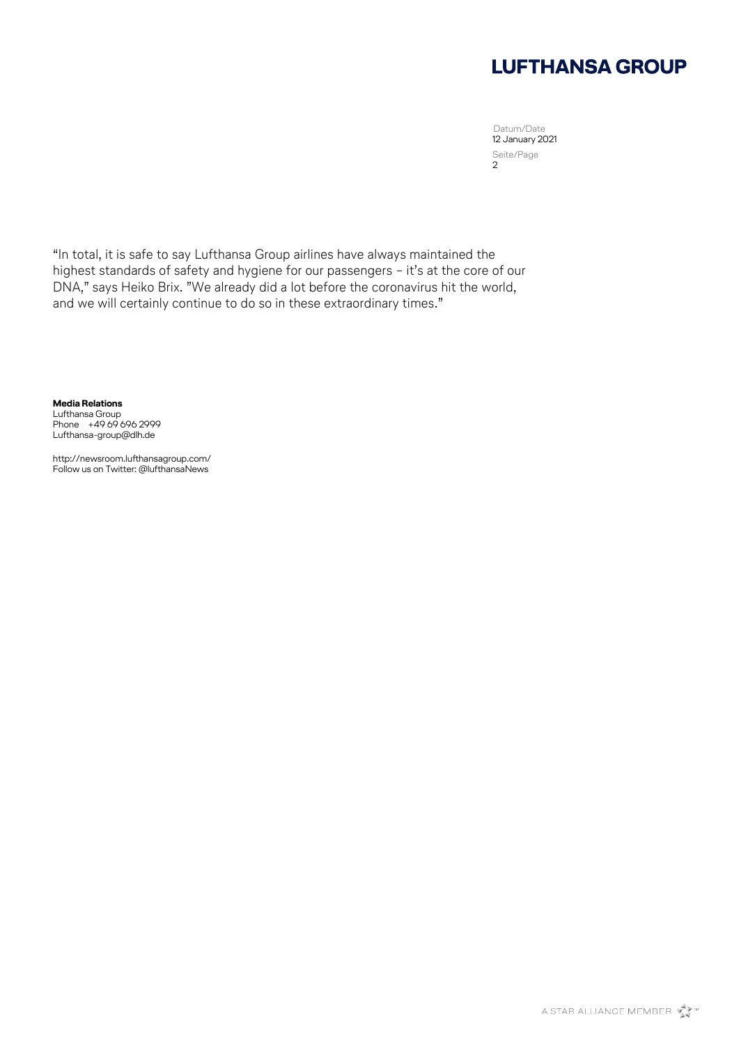"In total, it is safe to say Lufthansa Group airlines have always maintained the highest standards of safety and hygiene for our passengers – it's at the core of our DNA," says Heiko Brix. "We already did a lot before the coronavirus hit the world, and we will certainly continue to do so in these extraordinary times."

**Media Relations**
Lufthansa Group
Phone +49 69 696 2999
Lufthansa-group@dlh.de

http://newsroom.lufthansagroup.com/
Follow us on Twitter: @lufthansaNews